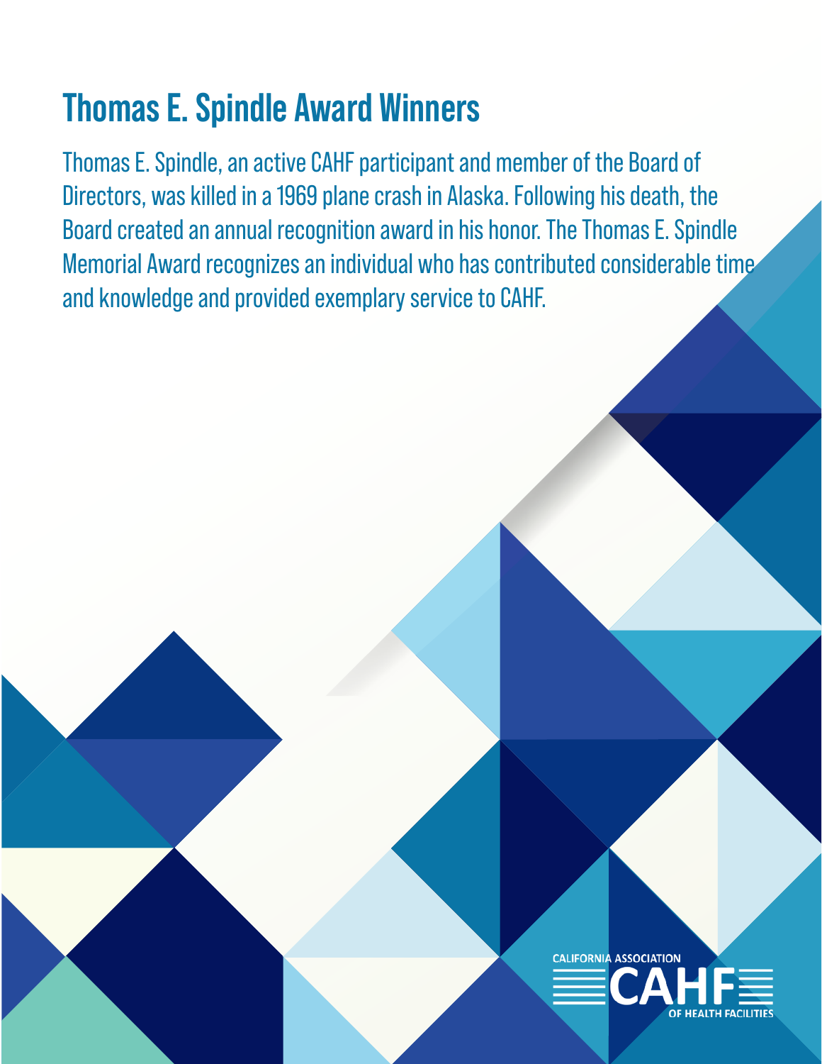# Thomas E. Spindle Award Winners

Thomas E. Spindle, an active CAHF participant and member of the Board of Directors, was killed in a 1969 plane crash in Alaska. Following his death, the Board created an annual recognition award in his honor. The Thomas E. Spindle Memorial Award recognizes an individual who has contributed considerable time and knowledge and provided exemplary service to CAHF.

CALIFORNIA ASSOCIATION CAHF OF HEALTH FACILITIES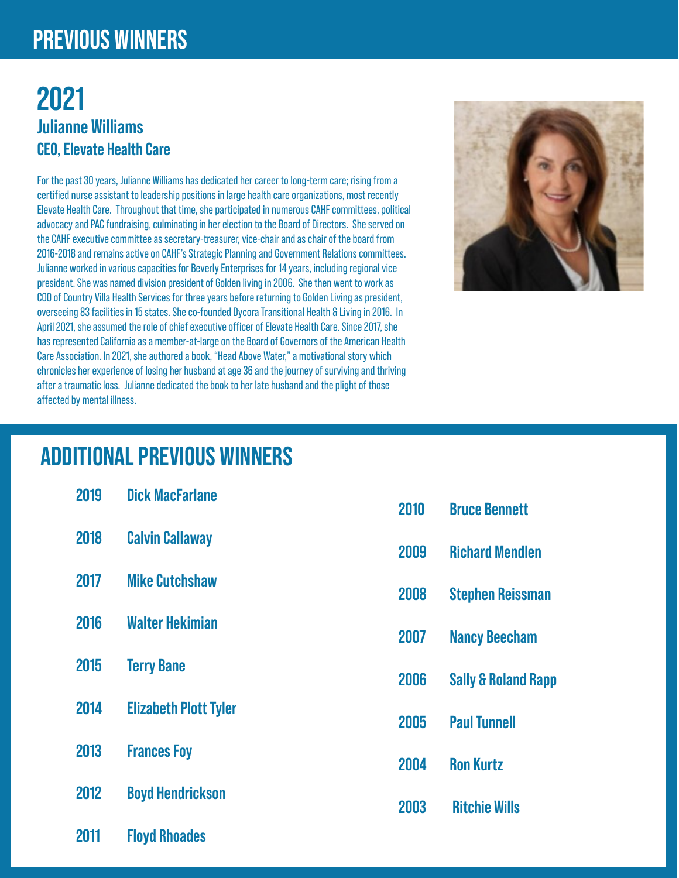# PREVIOUS WINNERS

## 2021

### Julianne Williams

### CEO, Elevate Health Care

For the past 30 years, Julianne Williams has dedicated her career to long-term care; rising from a certified nurse assistant to leadership positions in large health care organizations, most recently Elevate Health Care. Throughout that time, she participated in numerous CAHF committees, political advocacy and PAC fundraising, culminating in her election to the Board of Directors. She served on the CAHF executive committee as secretary-treasurer, vice-chair and as chair of the board from 2016-2018 and remains active on CAHF's Strategic Planning and Government Relations committees. Julianne worked in various capacities for Beverly Enterprises for 14 years, including regional vice president. She was named division president of Golden living in 2006. She then went to work as COO of Country Villa Health Services for three years before returning to Golden Living as president, overseeing 83 facilities in 15 states. She co-founded Dycora Transitional Health & Living in 2016. In April 2021, she assumed the role of chief executive officer of Elevate Health Care. Since 2017, she has represented California as a member-at-large on the Board of Governors of the American Health Care Association. In 2021, she authored a book, "Head Above Water," a motivational story which chronicles her experience of losing her husband at age 36 and the journey of surviving and thriving after a traumatic loss. Julianne dedicated the book to her late husband and the plight of those affected by mental illness.

# ADDITIONAL PREVIOUS WINNERS

| Year | Winner |
|---|---|
| 2019 | Dick MacFarlane |
| 2018 | Calvin Callaway |
| 2017 | Mike Cutchshaw |
| 2016 | Walter Hekimian |
| 2015 | Terry Bane |
| 2014 | Elizabeth Plott Tyler |
| 2013 | Frances Foy |
| 2012 | Boyd Hendrickson |
| 2011 | Floyd Rhoades |
| 2010 | Bruce Bennett |
| 2009 | Richard Mendlen |
| 2008 | Stephen Reissman |
| 2007 | Nancy Beecham |
| 2006 | Sally & Roland Rapp |
| 2005 | Paul Tunnell |
| 2004 | Ron Kurtz |
| 2003 | Ritchie Wills |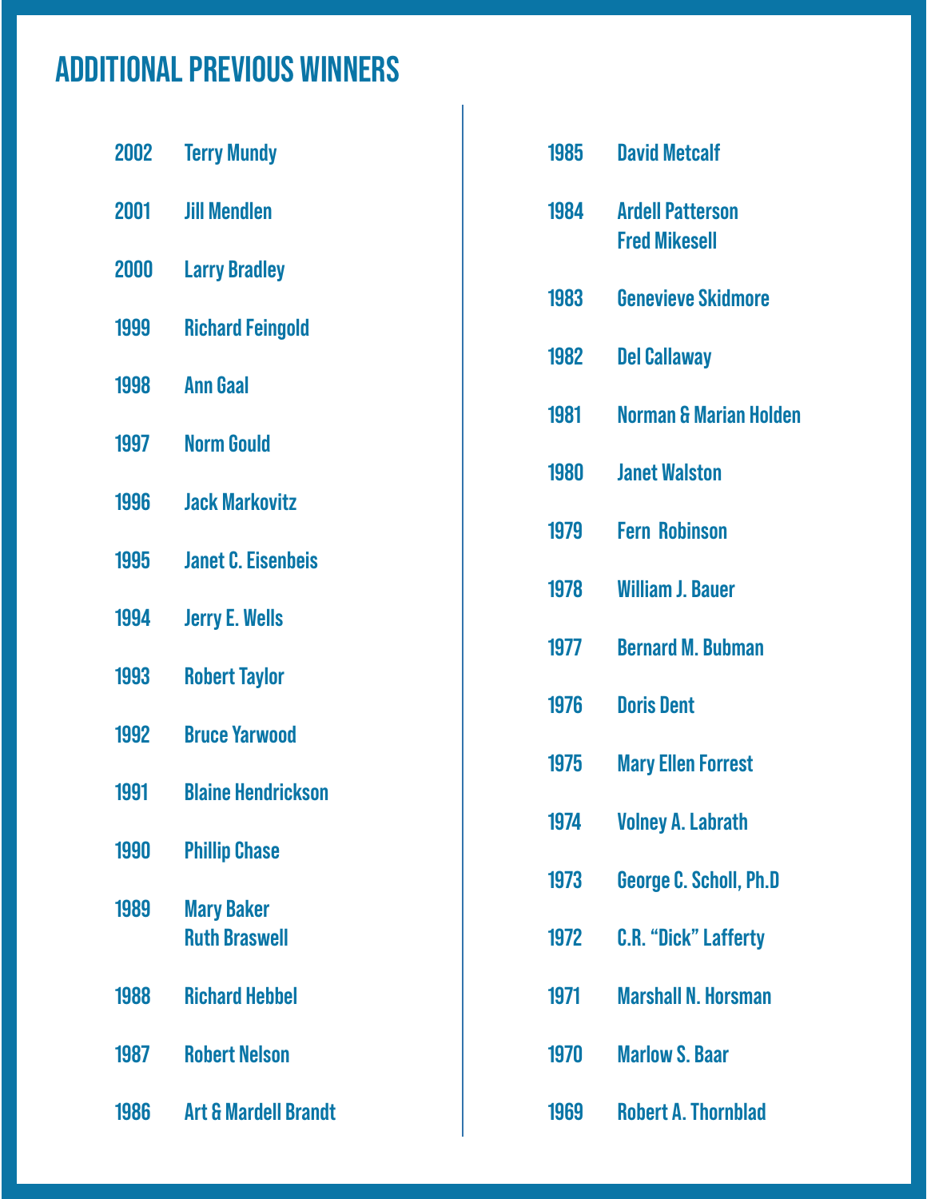## ADDITIONAL PREVIOUS WINNERS

| | |
|---|---|
| 2002 | Terry Mundy |
| 2001 | Jill Mendlen |
| 2000 | Larry Bradley |
| 1999 | Richard Feingold |
| 1998 | Ann Gaal |
| 1997 | Norm Gould |
| 1996 | Jack Markovitz |
| 1995 | Janet C. Eisenbeis |
| 1994 | Jerry E. Wells |
| 1993 | Robert Taylor |
| 1992 | Bruce Yarwood |
| 1991 | Blaine Hendrickson |
| 1990 | Phillip Chase |
| 1989 | Mary Baker<br>Ruth Braswell |
| 1988 | Richard Hebbel |
| 1987 | Robert Nelson |
| 1986 | Art & Mardell Brandt |
| 1985 | David Metcalf |
| 1984 | Ardell Patterson<br>Fred Mikesell |
| 1983 | Genevieve Skidmore |
| 1982 | Del Callaway |
| 1981 | Norman & Marian Holden |
| 1980 | Janet Walston |
| 1979 | Fern Robinson |
| 1978 | William J. Bauer |
| 1977 | Bernard M. Bubman |
| 1976 | Doris Dent |
| 1975 | Mary Ellen Forrest |
| 1974 | Volney A. Labrath |
| 1973 | George C. Scholl, Ph.D |
| 1972 | C.R. "Dick" Lafferty |
| 1971 | Marshall N. Horsman |
| 1970 | Marlow S. Baar |
| 1969 | Robert A. Thornblad |